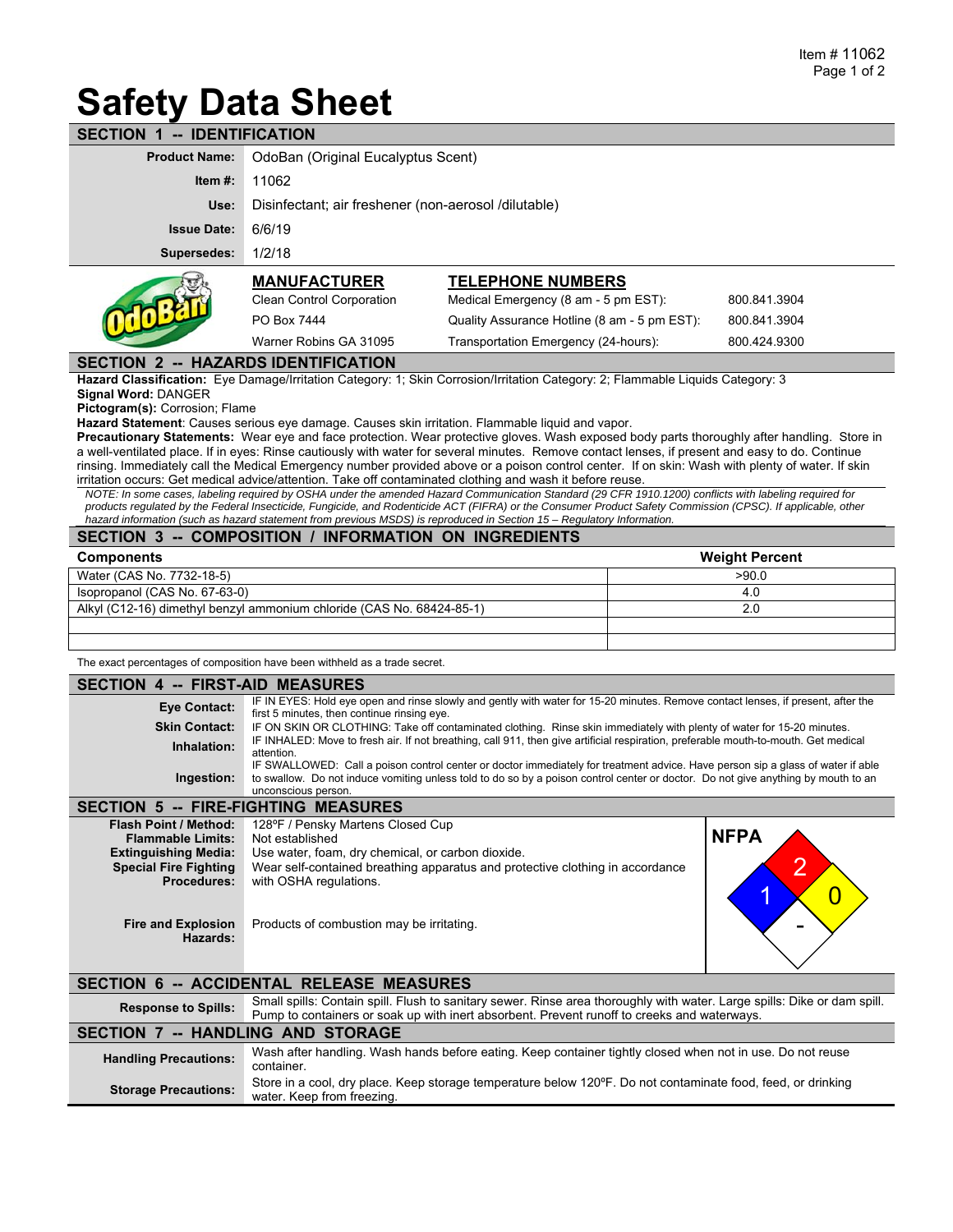Item # 11062

# Safety Data Sheet

## SECTION 1 -- IDENTIFICATION

**Product Name:** OdoBan (Original Eucalyptus Scent)

**Item #:** 11062

**Use:** Disinfectant; air freshener (non-aerosol /dilutable)

**Issue Date:** 6/6/19

**Supersedes:** 1/2/18

**MANUFACTURER**

Clean Control Corporation
PO Box 7444
Warner Robins GA 31095

**TELEPHONE NUMBERS**

| | |
|---|---|
| Medical Emergency (8 am - 5 pm EST): | 800.841.3904 |
| Quality Assurance Hotline (8 am - 5 pm EST): | 800.841.3904 |
| Transportation Emergency (24-hours): | 800.424.9300 |

## SECTION 2 -- HAZARDS IDENTIFICATION

**Hazard Classification:** Eye Damage/Irritation Category: 1; Skin Corrosion/Irritation Category: 2; Flammable Liquids Category: 3
**Signal Word:** DANGER
**Pictogram(s):** Corrosion; Flame
**Hazard Statement**: Causes serious eye damage. Causes skin irritation. Flammable liquid and vapor.
**Precautionary Statements:** Wear eye and face protection. Wear protective gloves. Wash exposed body parts thoroughly after handling. Store in a well-ventilated place. If in eyes: Rinse cautiously with water for several minutes. Remove contact lenses, if present and easy to do. Continue rinsing. Immediately call the Medical Emergency number provided above or a poison control center. If on skin: Wash with plenty of water. If skin irritation occurs: Get medical advice/attention. Take off contaminated clothing and wash it before reuse.

*NOTE: In some cases, labeling required by OSHA under the amended Hazard Communication Standard (29 CFR 1910.1200) conflicts with labeling required for products regulated by the Federal Insecticide, Fungicide, and Rodenticide ACT (FIFRA) or the Consumer Product Safety Commission (CPSC). If applicable, other hazard information (such as hazard statement from previous MSDS) is reproduced in Section 15 – Regulatory Information.*

## SECTION 3 -- COMPOSITION / INFORMATION ON INGREDIENTS

| Components | Weight Percent |
|---|---|
| Water (CAS No. 7732-18-5) | >90.0 |
| Isopropanol (CAS No. 67-63-0) | 4.0 |
| Alkyl (C12-16) dimethyl benzyl ammonium chloride (CAS No. 68424-85-1) | 2.0 |
| | |
| | |

The exact percentages of composition have been withheld as a trade secret.

## SECTION 4 -- FIRST-AID MEASURES

**Eye Contact:** IF IN EYES: Hold eye open and rinse slowly and gently with water for 15-20 minutes. Remove contact lenses, if present, after the first 5 minutes, then continue rinsing eye.

**Skin Contact:** IF ON SKIN OR CLOTHING: Take off contaminated clothing. Rinse skin immediately with plenty of water for 15-20 minutes.

**Inhalation:** IF INHALED: Move to fresh air. If not breathing, call 911, then give artificial respiration, preferable mouth-to-mouth. Get medical attention.

**Ingestion:** IF SWALLOWED: Call a poison control center or doctor immediately for treatment advice. Have person sip a glass of water if able to swallow. Do not induce vomiting unless told to do so by a poison control center or doctor. Do not give anything by mouth to an unconscious person.

## SECTION 5 -- FIRE-FIGHTING MEASURES

**Flash Point / Method:** 128ºF / Pensky Martens Closed Cup
**Flammable Limits:** Not established
**Extinguishing Media:** Use water, foam, dry chemical, or carbon dioxide.
**Special Fire Fighting Procedures:** Wear self-contained breathing apparatus and protective clothing in accordance with OSHA regulations.

**Fire and Explosion Hazards:** Products of combustion may be irritating.

**NFPA**: Health 1; Flammability 2; Instability 0; Special -

## SECTION 6 -- ACCIDENTAL RELEASE MEASURES

**Response to Spills:** Small spills: Contain spill. Flush to sanitary sewer. Rinse area thoroughly with water. Large spills: Dike or dam spill. Pump to containers or soak up with inert absorbent. Prevent runoff to creeks and waterways.

## SECTION 7 -- HANDLING AND STORAGE

**Handling Precautions:** Wash after handling. Wash hands before eating. Keep container tightly closed when not in use. Do not reuse container.

**Storage Precautions:** Store in a cool, dry place. Keep storage temperature below 120ºF. Do not contaminate food, feed, or drinking water. Keep from freezing.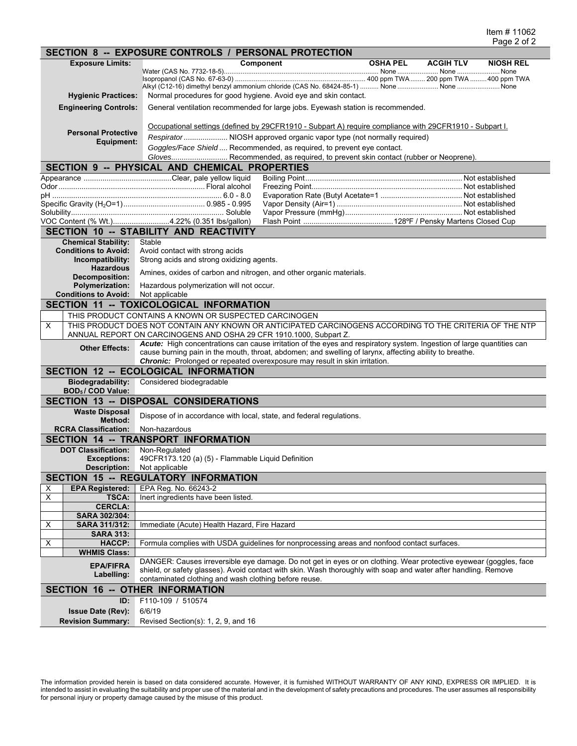Item # 11062

## SECTION 8 -- EXPOSURE CONTROLS / PERSONAL PROTECTION

**Exposure Limits:**

| Component | OSHA PEL | ACGIH TLV | NIOSH REL |
|---|---|---|---|
| Water (CAS No. 7732-18-5) | None | None | None |
| Isopropanol (CAS No. 67-63-0) | 400 ppm TWA | 200 ppm TWA | 400 ppm TWA |
| Alkyl (C12-16) dimethyl benzyl ammonium chloride (CAS No. 68424-85-1) | None | None | None |

**Hygienic Practices:** Normal procedures for good hygiene. Avoid eye and skin contact.

**Engineering Controls:** General ventilation recommended for large jobs. Eyewash station is recommended.

**Personal Protective Equipment:**

Occupational settings (defined by 29CFR1910 - Subpart A) require compliance with 29CFR1910 - Subpart I.

*Respirator* ..................... NIOSH approved organic vapor type (not normally required)

*Goggles/Face Shield* .... Recommended, as required, to prevent eye contact.

*Gloves*........................... Recommended, as required, to prevent skin contact (rubber or Neoprene).

## SECTION 9 -- PHYSICAL AND CHEMICAL PROPERTIES

| Property | Value | Property | Value |
|---|---|---|---|
| Appearance | Clear, pale yellow liquid | Boiling Point | Not established |
| Odor | Floral alcohol | Freezing Point | Not established |
| pH | 6.0 - 8.0 | Evaporation Rate (Butyl Acetate=1 | Not established |
| Specific Gravity ($H_2O$=1) | 0.985 - 0.995 | Vapor Density (Air=1) | Not established |
| Solubility | Soluble | Vapor Pressure (mmHg) | Not established |
| VOC Content (% Wt.) | 4.22% (0.351 lbs/gallon) | Flash Point | 128ºF / Pensky Martens Closed Cup |

## SECTION 10 -- STABILITY AND REACTIVITY

**Chemical Stability:** Stable

**Conditions to Avoid:** Avoid contact with strong acids

**Incompatibility:** Strong acids and strong oxidizing agents.

**Hazardous Decomposition:** Amines, oxides of carbon and nitrogen, and other organic materials.

**Polymerization:** Hazardous polymerization will not occur.

**Conditions to Avoid:** Not applicable

## SECTION 11 -- TOXICOLOGICAL INFORMATION

| | |
|---|---|
| | THIS PRODUCT CONTAINS A KNOWN OR SUSPECTED CARCINOGEN |
| X | THIS PRODUCT DOES NOT CONTAIN ANY KNOWN OR ANTICIPATED CARCINOGENS ACCORDING TO THE CRITERIA OF THE NTP ANNUAL REPORT ON CARCINOGENS AND OSHA 29 CFR 1910.1000, Subpart Z. |

**Other Effects:** ***Acute:*** High concentrations can cause irritation of the eyes and respiratory system. Ingestion of large quantities can cause burning pain in the mouth, throat, abdomen; and swelling of larynx, affecting ability to breathe.
***Chronic:*** Prolonged or repeated overexposure may result in skin irritation.

## SECTION 12 -- ECOLOGICAL INFORMATION

**Biodegradability:** Considered biodegradable

**$BOD_5$ / COD Value:**

## SECTION 13 -- DISPOSAL CONSIDERATIONS

**Waste Disposal Method:** Dispose of in accordance with local, state, and federal regulations.

**RCRA Classification:** Non-hazardous

## SECTION 14 -- TRANSPORT INFORMATION

**DOT Classification:** Non-Regulated

**Exceptions:** 49CFR173.120 (a) (5) - Flammable Liquid Definition

**Description:** Not applicable

## SECTION 15 -- REGULATORY INFORMATION

| | | |
|---|---|---|
| X | **EPA Registered:** | EPA Reg. No. 66243-2 |
| X | **TSCA:** | Inert ingredients have been listed. |
| | **CERCLA:** | |
| | **SARA 302/304:** | |
| X | **SARA 311/312:** | Immediate (Acute) Health Hazard, Fire Hazard |
| | **SARA 313:** | |
| X | **HACCP:** | Formula complies with USDA guidelines for nonprocessing areas and nonfood contact surfaces. |
| | **WHMIS Class:** | |

**EPA/FIFRA Labelling:** DANGER: Causes irreversible eye damage. Do not get in eyes or on clothing. Wear protective eyewear (goggles, face shield, or safety glasses). Avoid contact with skin. Wash thoroughly with soap and water after handling. Remove contaminated clothing and wash clothing before reuse.

## SECTION 16 -- OTHER INFORMATION

**ID:** F110-109 / 510574

**Issue Date (Rev):** 6/6/19

**Revision Summary:** Revised Section(s): 1, 2, 9, and 16

The information provided herein is based on data considered accurate. However, it is furnished WITHOUT WARRANTY OF ANY KIND, EXPRESS OR IMPLIED. It is intended to assist in evaluating the suitability and proper use of the material and in the development of safety precautions and procedures. The user assumes all responsibility for personal injury or property damage caused by the misuse of this product.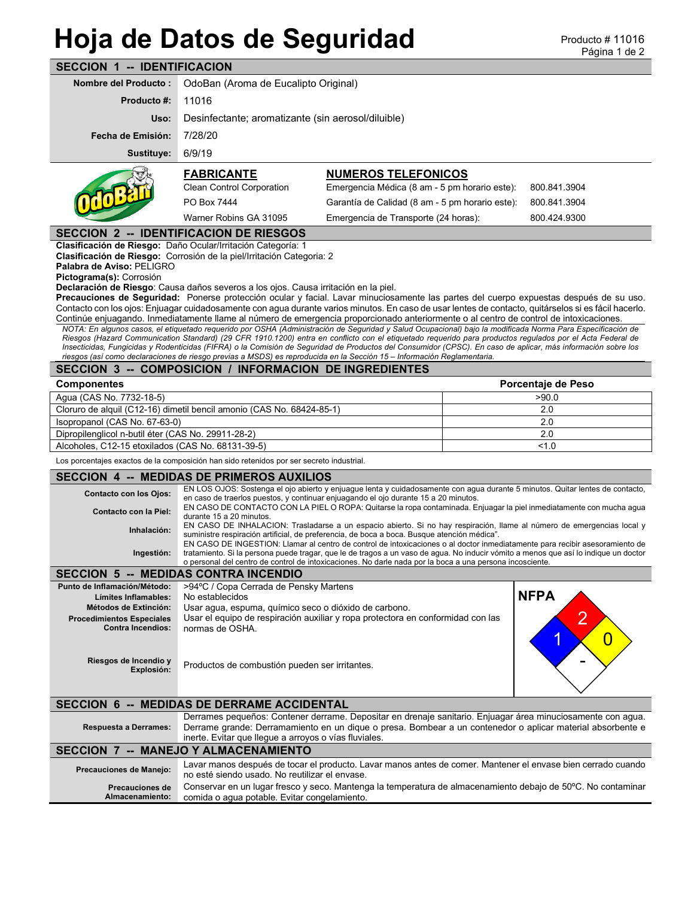# Hoja de Datos de Seguridad

Producto # 11016

## SECCION 1 -- IDENTIFICACION

| | |
|---|---|
| **Nombre del Producto :** | OdoBan (Aroma de Eucalipto Original) |
| **Producto #:** | 11016 |
| **Uso:** | Desinfectante; aromatizante (sin aerosol/diluible) |
| **Fecha de Emisión:** | 7/28/20 |
| **Sustituye:** | 6/9/19 |

| FABRICANTE | NUMEROS TELEFONICOS | |
|---|---|---|
| Clean Control Corporation | Emergencia Médica (8 am - 5 pm horario este): | 800.841.3904 |
| PO Box 7444 | Garantía de Calidad (8 am - 5 pm horario este): | 800.841.3904 |
| Warner Robins GA 31095 | Emergencia de Transporte (24 horas): | 800.424.9300 |

## SECCION 2 -- IDENTIFICACION DE RIESGOS

**Clasificación de Riesgo:** Daño Ocular/Irritación Categoría: 1
**Clasificación de Riesgo:** Corrosión de la piel/Irritación Categoria: 2
**Palabra de Aviso:** PELIGRO
**Pictograma(s):** Corrosión
**Declaración de Riesgo**: Causa daños severos a los ojos. Causa irritación en la piel.
**Precauciones de Seguridad:** Ponerse protección ocular y facial. Lavar minuciosamente las partes del cuerpo expuestas después de su uso. Contacto con los ojos: Enjuagar cuidadosamente con agua durante varios minutos. En caso de usar lentes de contacto, quitárselos si es fácil hacerlo. Continúe enjuagando. Inmediatamente llame al número de emergencia proporcionado anteriormente o al centro de control de intoxicaciones.

*NOTA: En algunos casos, el etiquetado requerido por OSHA (Administración de Seguridad y Salud Ocupacional) bajo la modificada Norma Para Especificación de Riesgos (Hazard Communication Standard) (29 CFR 1910.1200) entra en conflicto con el etiquetado requerido para productos regulados por el Acta Federal de Insecticidas, Fungicidas y Rodenticidas (FIFRA) o la Comisión de Seguridad de Productos del Consumidor (CPSC). En caso de aplicar, más información sobre los riesgos (así como declaraciones de riesgo previas a MSDS) es reproducida en la Sección 15 – Información Reglamentaria.*

## SECCION 3 -- COMPOSICION / INFORMACION DE INGREDIENTES

| Componentes | Porcentaje de Peso |
|---|---|
| Agua (CAS No. 7732-18-5) | >90.0 |
| Cloruro de alquil (C12-16) dimetil bencil amonio (CAS No. 68424-85-1) | 2.0 |
| Isopropanol (CAS No. 67-63-0) | 2.0 |
| Dipropilenglicol n-butil éter (CAS No. 29911-28-2) | 2.0 |
| Alcoholes, C12-15 etoxilados (CAS No. 68131-39-5) | <1.0 |

Los porcentajes exactos de la composición han sido retenidos por ser secreto industrial.

## SECCION 4 -- MEDIDAS DE PRIMEROS AUXILIOS

| | |
|---|---|
| **Contacto con los Ojos:** | EN LOS OJOS: Sostenga el ojo abierto y enjuague lenta y cuidadosamente con agua durante 5 minutos. Quitar lentes de contacto, en caso de traerlos puestos, y continuar enjuagando el ojo durante 15 a 20 minutos. |
| **Contacto con la Piel:** | EN CASO DE CONTACTO CON LA PIEL O ROPA: Quitarse la ropa contaminada. Enjuagar la piel inmediatamente con mucha agua durante 15 a 20 minutos. |
| **Inhalación:** | EN CASO DE INHALACION: Trasladarse a un espacio abierto. Si no hay respiración, llame al número de emergencias local y suministre respiración artificial, de preferencia, de boca a boca. Busque atención médica". |
| **Ingestión:** | EN CASO DE INGESTION: Llamar al centro de control de intoxicaciones o al doctor inmediatamente para recibir asesoramiento de tratamiento. Si la persona puede tragar, que le de tragos a un vaso de agua. No inducir vómito a menos que así lo indique un doctor o personal del centro de control de intoxicaciones. No darle nada por la boca a una persona incosciente. |

## SECCION 5 -- MEDIDAS CONTRA INCENDIO

| | |
|---|---|
| **Punto de Inflamación/Método:** | >94ºC / Copa Cerrada de Pensky Martens |
| **Límites Inflamables:** | No establecidos |
| **Métodos de Extinción:** | Usar agua, espuma, químico seco o dióxido de carbono. |
| **Procedimientos Especiales Contra Incendios:** | Usar el equipo de respiración auxiliar y ropa protectora en conformidad con las normas de OSHA. |
| **Riesgos de Incendio y Explosión:** | Productos de combustión pueden ser irritantes. |

**NFPA**: Salud 1, Inflamabilidad 2, Reactividad 0, Especial -

## SECCION 6 -- MEDIDAS DE DERRAME ACCIDENTAL

| | |
|---|---|
| **Respuesta a Derrames:** | Derrames pequeños: Contener derrame. Depositar en drenaje sanitario. Enjuagar área minuciosamente con agua. Derrame grande: Derramamiento en un dique o presa. Bombear a un contenedor o aplicar material absorbente e inerte. Evitar que llegue a arroyos o vías fluviales. |

## SECCION 7 -- MANEJO Y ALMACENAMIENTO

| | |
|---|---|
| **Precauciones de Manejo:** | Lavar manos después de tocar el producto. Lavar manos antes de comer. Mantener el envase bien cerrado cuando no esté siendo usado. No reutilizar el envase. |
| **Precauciones de Almacenamiento:** | Conservar en un lugar fresco y seco. Mantenga la temperatura de almacenamiento debajo de 50ºC. No contaminar comida o agua potable. Evitar congelamiento. |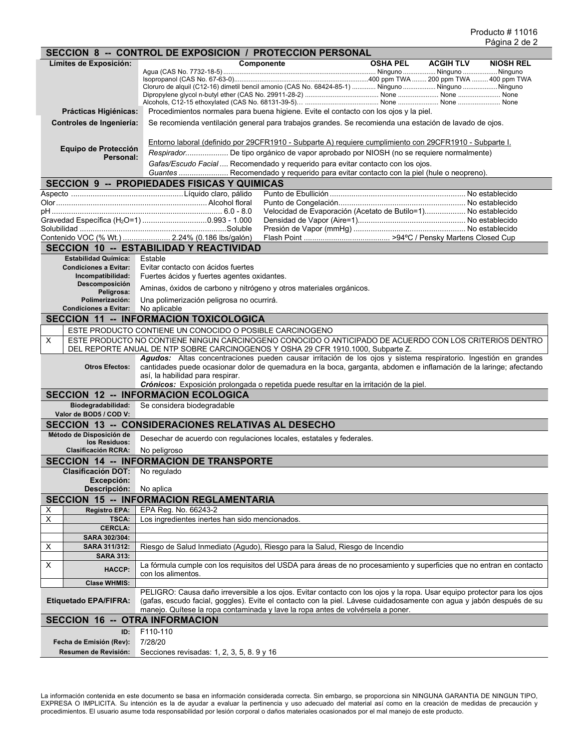## SECCION 8 -- CONTROL DE EXPOSICION / PROTECCION PERSONAL

**Límites de Exposición:**

| Componente | OSHA PEL | ACGIH TLV | NIOSH REL |
|---|---|---|---|
| Agua (CAS No. 7732-18-5) | Ninguno | Ninguno | Ninguno |
| Isopropanol (CAS No. 67-63-0) | 400 ppm TWA | 200 ppm TWA | 400 ppm TWA |
| Cloruro de alquil (C12-16) dimetil bencil amonio (CAS No. 68424-85-1) | Ninguno | Ninguno | Ninguno |
| Dipropylene glycol n-butyl ether (CAS No. 29911-28-2) | None | None | None |
| Alcohols, C12-15 ethoxylated (CAS No. 68131-39-5)... | None | None | None |

**Prácticas Higiénicas:** Procedimientos normales para buena higiene. Evite el contacto con los ojos y la piel.

**Controles de Ingeniería:** Se recomienda ventilación general para trabajos grandes. Se recomienda una estación de lavado de ojos.

**Equipo de Protección Personal:**

Entorno laboral (definido por 29CFR1910 - Subparte A) requiere cumplimiento con 29CFR1910 - Subparte I.

*Respirador*.................... De tipo orgánico de vapor aprobado por NIOSH (no se requiere normalmente)

*Gafas/Escudo Facial* .... Recomendado y requerido para evitar contacto con los ojos.

*Guantes* ....................... Recomendado y requerido para evitar contacto con la piel (hule o neopreno).

## SECCION 9 -- PROPIEDADES FISICAS Y QUIMICAS

| | | | |
|---|---|---|---|
| Aspecto | Líquido claro, pálido | Punto de Ebullición | No establecido |
| Olor | Alcohol floral | Punto de Congelación | No establecido |
| pH | 6.0 - 8.0 | Velocidad de Evaporación (Acetato de Butilo=1) | No establecido |
| Gravedad Específica ($H_2O$=1) | 0.993 - 1.000 | Densidad de Vapor (Aire=1) | No establecido |
| Solubilidad | Soluble | Presión de Vapor (mmHg) | No establecido |
| Contenido VOC (% Wt.) | 2.24% (0.186 lbs/galón) | Flash Point | >94ºC / Pensky Martens Closed Cup |

## SECCION 10 -- ESTABILIDAD Y REACTIVIDAD

| | |
|---|---|
| **Estabilidad Química:** | Estable |
| **Condiciones a Evitar:** | Evitar contacto con ácidos fuertes |
| **Incompatibilidad:** | Fuertes ácidos y fuertes agentes oxidantes. |
| **Descomposición Peligrosa:** | Aminas, óxidos de carbono y nitrógeno y otros materiales orgánicos. |
| **Polimerización:** | Una polimerización peligrosa no ocurrirá. |
| **Condiciones a Evitar:** | No aplicable |

## SECCION 11 -- INFORMACION TOXICOLOGICA

| | |
|---|---|
| | ESTE PRODUCTO CONTIENE UN CONOCIDO O POSIBLE CARCINOGENO |
| X | ESTE PRODUCTO NO CONTIENE NINGUN CARCINOGENO CONOCIDO O ANTICIPADO DE ACUERDO CON LOS CRITERIOS DENTRO DEL REPORTE ANUAL DE NTP SOBRE CARCINOGENOS Y OSHA 29 CFR 1910.1000, Subparte Z. |

**Otros Efectos:**

***Agudos:*** Altas concentraciones pueden causar irritación de los ojos y sistema respiratorio. Ingestión en grandes cantidades puede ocasionar dolor de quemadura en la boca, garganta, abdomen e inflamación de la laringe; afectando así, la habilidad para respirar.

***Crónicos:*** Exposición prolongada o repetida puede resultar en la irritación de la piel.

## SECCION 12 -- INFORMACION ECOLOGICA

| | |
|---|---|
| **Biodegradabilidad:** | Se considera biodegradable |
| **Valor de BOD5 / COD V:** | |

## SECCION 13 -- CONSIDERACIONES RELATIVAS AL DESECHO

| | |
|---|---|
| **Método de Disposición de los Residuos:** | Desechar de acuerdo con regulaciones locales, estatales y federales. |
| **Clasificación RCRA:** | No peligroso |

## SECCION 14 -- INFORMACION DE TRANSPORTE

| | |
|---|---|
| **Clasificación DOT:** | No regulado |
| **Excepción:** | |
| **Descripción:** | No aplica |

## SECCION 15 -- INFORMACION REGLAMENTARIA

| | | |
|---|---|---|
| X | **Registro EPA:** | EPA Reg. No. 66243-2 |
| X | **TSCA:** | Los ingredientes inertes han sido mencionados. |
| | **CERCLA:** | |
| | **SARA 302/304:** | |
| X | **SARA 311/312:** | Riesgo de Salud Inmediato (Agudo), Riesgo para la Salud, Riesgo de Incendio |
| | **SARA 313:** | |
| X | **HACCP:** | La fórmula cumple con los requisitos del USDA para áreas de no procesamiento y superficies que no entran en contacto con los alimentos. |
| | **Clase WHMIS:** | |

**Etiquetado EPA/FIFRA:** PELIGRO: Causa daño irreversible a los ojos. Evitar contacto con los ojos y la ropa. Usar equipo protector para los ojos (gafas, escudo facial, goggles). Evite el contacto con la piel. Lávese cuidadosamente con agua y jabón después de su manejo. Quítese la ropa contaminada y lave la ropa antes de volvérsela a poner.

## SECCION 16 -- OTRA INFORMACION

| | |
|---|---|
| **ID:** | F110-110 |
| **Fecha de Emisión (Rev):** | 7/28/20 |
| **Resumen de Revisión:** | Secciones revisadas: 1, 2, 3, 5, 8. 9 y 16 |

La información contenida en este documento se basa en información considerada correcta. Sin embargo, se proporciona sin NINGUNA GARANTIA DE NINGUN TIPO, EXPRESA O IMPLICITA. Su intención es la de ayudar a evaluar la pertinencia y uso adecuado del material así como en la creación de medidas de precaución y procedimientos. El usuario asume toda responsabilidad por lesión corporal o daños materiales ocasionados por el mal manejo de este producto.